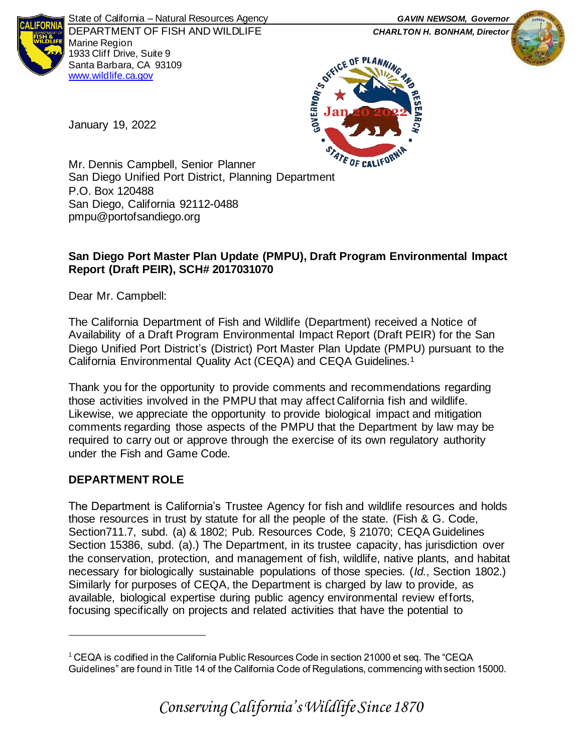State of California – Natural Resources Agency
DEPARTMENT OF FISH AND WILDLIFE
Marine Region
1933 Cliff Drive, Suite 9
Santa Barbara, CA 93109
www.wildlife.ca.gov

*GAVIN NEWSOM, Governor*
*CHARLTON H. BONHAM, Director*

Governor's Office of Planning and Research
Jan 20 2022
State of California

January 19, 2022

Mr. Dennis Campbell, Senior Planner
San Diego Unified Port District, Planning Department
P.O. Box 120488
San Diego, California 92112-0488
pmpu@portofsandiego.org

**San Diego Port Master Plan Update (PMPU), Draft Program Environmental Impact Report (Draft PEIR), SCH# 2017031070**

Dear Mr. Campbell:

The California Department of Fish and Wildlife (Department) received a Notice of Availability of a Draft Program Environmental Impact Report (Draft PEIR) for the San Diego Unified Port District's (District) Port Master Plan Update (PMPU) pursuant to the California Environmental Quality Act (CEQA) and CEQA Guidelines.[1]

Thank you for the opportunity to provide comments and recommendations regarding those activities involved in the PMPU that may affect California fish and wildlife. Likewise, we appreciate the opportunity to provide biological impact and mitigation comments regarding those aspects of the PMPU that the Department by law may be required to carry out or approve through the exercise of its own regulatory authority under the Fish and Game Code.

## DEPARTMENT ROLE

The Department is California's Trustee Agency for fish and wildlife resources and holds those resources in trust by statute for all the people of the state. (Fish & G. Code, Section711.7, subd. (a) & 1802; Pub. Resources Code, § 21070; CEQA Guidelines Section 15386, subd. (a).) The Department, in its trustee capacity, has jurisdiction over the conservation, protection, and management of fish, wildlife, native plants, and habitat necessary for biologically sustainable populations of those species. (*Id.*, Section 1802.) Similarly for purposes of CEQA, the Department is charged by law to provide, as available, biological expertise during public agency environmental review efforts, focusing specifically on projects and related activities that have the potential to

[1] CEQA is codified in the California Public Resources Code in section 21000 et seq. The "CEQA Guidelines" are found in Title 14 of the California Code of Regulations, commencing with section 15000.

*Conserving California's Wildlife Since 1870*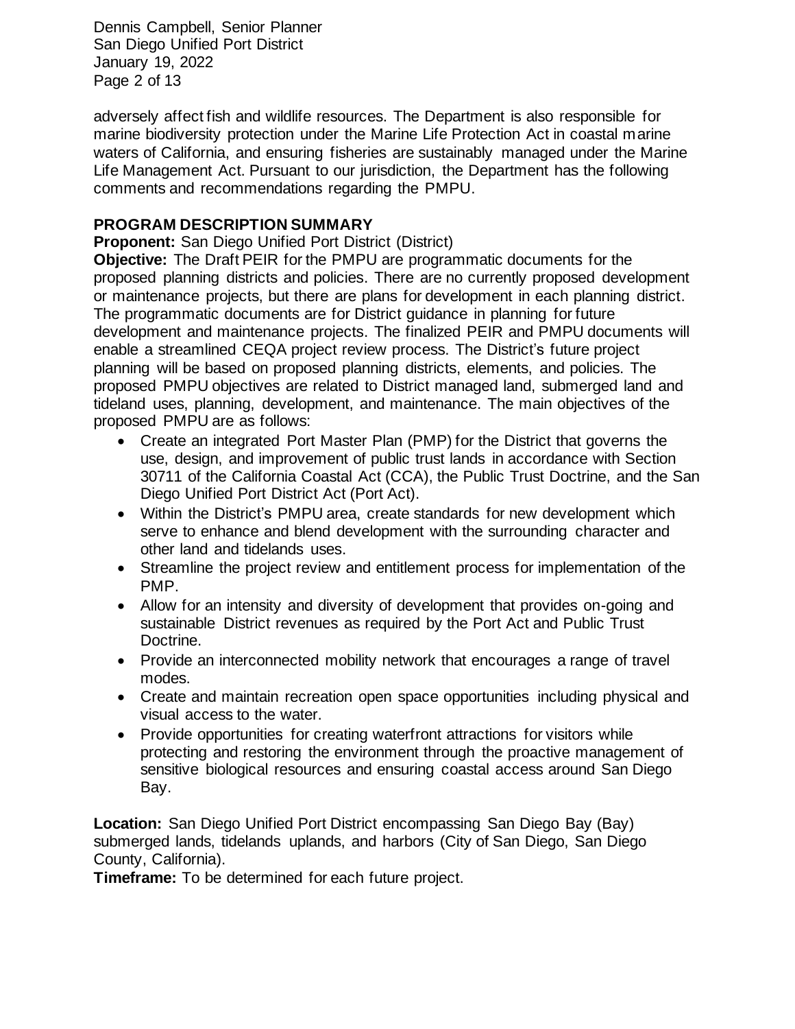adversely affect fish and wildlife resources. The Department is also responsible for marine biodiversity protection under the Marine Life Protection Act in coastal marine waters of California, and ensuring fisheries are sustainably managed under the Marine Life Management Act. Pursuant to our jurisdiction, the Department has the following comments and recommendations regarding the PMPU.

## PROGRAM DESCRIPTION SUMMARY

**Proponent:** San Diego Unified Port District (District)

**Objective:** The Draft PEIR for the PMPU are programmatic documents for the proposed planning districts and policies. There are no currently proposed development or maintenance projects, but there are plans for development in each planning district. The programmatic documents are for District guidance in planning for future development and maintenance projects. The finalized PEIR and PMPU documents will enable a streamlined CEQA project review process. The District's future project planning will be based on proposed planning districts, elements, and policies. The proposed PMPU objectives are related to District managed land, submerged land and tideland uses, planning, development, and maintenance. The main objectives of the proposed PMPU are as follows:

- Create an integrated Port Master Plan (PMP) for the District that governs the use, design, and improvement of public trust lands in accordance with Section 30711 of the California Coastal Act (CCA), the Public Trust Doctrine, and the San Diego Unified Port District Act (Port Act).
- Within the District's PMPU area, create standards for new development which serve to enhance and blend development with the surrounding character and other land and tidelands uses.
- Streamline the project review and entitlement process for implementation of the PMP.
- Allow for an intensity and diversity of development that provides on-going and sustainable District revenues as required by the Port Act and Public Trust Doctrine.
- Provide an interconnected mobility network that encourages a range of travel modes.
- Create and maintain recreation open space opportunities including physical and visual access to the water.
- Provide opportunities for creating waterfront attractions for visitors while protecting and restoring the environment through the proactive management of sensitive biological resources and ensuring coastal access around San Diego Bay.

**Location:** San Diego Unified Port District encompassing San Diego Bay (Bay) submerged lands, tidelands uplands, and harbors (City of San Diego, San Diego County, California).

**Timeframe:** To be determined for each future project.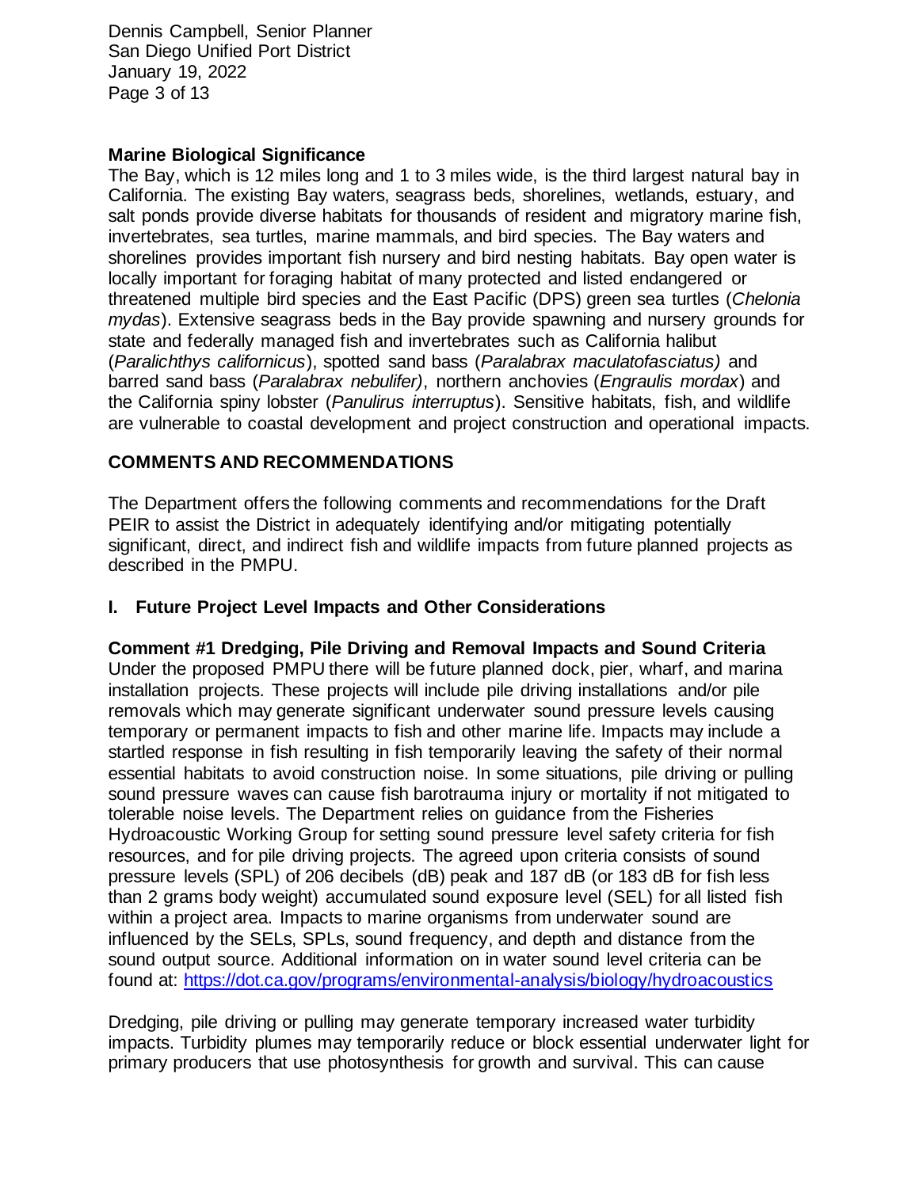## Marine Biological Significance

The Bay, which is 12 miles long and 1 to 3 miles wide, is the third largest natural bay in California. The existing Bay waters, seagrass beds, shorelines, wetlands, estuary, and salt ponds provide diverse habitats for thousands of resident and migratory marine fish, invertebrates, sea turtles, marine mammals, and bird species. The Bay waters and shorelines provides important fish nursery and bird nesting habitats. Bay open water is locally important for foraging habitat of many protected and listed endangered or threatened multiple bird species and the East Pacific (DPS) green sea turtles (*Chelonia mydas*). Extensive seagrass beds in the Bay provide spawning and nursery grounds for state and federally managed fish and invertebrates such as California halibut (*Paralichthys californicus*), spotted sand bass (*Paralabrax maculatofasciatus)* and barred sand bass (*Paralabrax nebulifer)*, northern anchovies (*Engraulis mordax*) and the California spiny lobster (*Panulirus interruptus*). Sensitive habitats, fish, and wildlife are vulnerable to coastal development and project construction and operational impacts.

## COMMENTS AND RECOMMENDATIONS

The Department offers the following comments and recommendations for the Draft PEIR to assist the District in adequately identifying and/or mitigating potentially significant, direct, and indirect fish and wildlife impacts from future planned projects as described in the PMPU.

### I. Future Project Level Impacts and Other Considerations

**Comment #1 Dredging, Pile Driving and Removal Impacts and Sound Criteria**

Under the proposed PMPU there will be future planned dock, pier, wharf, and marina installation projects. These projects will include pile driving installations and/or pile removals which may generate significant underwater sound pressure levels causing temporary or permanent impacts to fish and other marine life. Impacts may include a startled response in fish resulting in fish temporarily leaving the safety of their normal essential habitats to avoid construction noise. In some situations, pile driving or pulling sound pressure waves can cause fish barotrauma injury or mortality if not mitigated to tolerable noise levels. The Department relies on guidance from the Fisheries Hydroacoustic Working Group for setting sound pressure level safety criteria for fish resources, and for pile driving projects. The agreed upon criteria consists of sound pressure levels (SPL) of 206 decibels (dB) peak and 187 dB (or 183 dB for fish less than 2 grams body weight) accumulated sound exposure level (SEL) for all listed fish within a project area. Impacts to marine organisms from underwater sound are influenced by the SELs, SPLs, sound frequency, and depth and distance from the sound output source. Additional information on in water sound level criteria can be found at: [https://dot.ca.gov/programs/environmental-analysis/biology/hydroacoustics](https://dot.ca.gov/programs/environmental-analysis/biology/hydroacoustics)

Dredging, pile driving or pulling may generate temporary increased water turbidity impacts. Turbidity plumes may temporarily reduce or block essential underwater light for primary producers that use photosynthesis for growth and survival. This can cause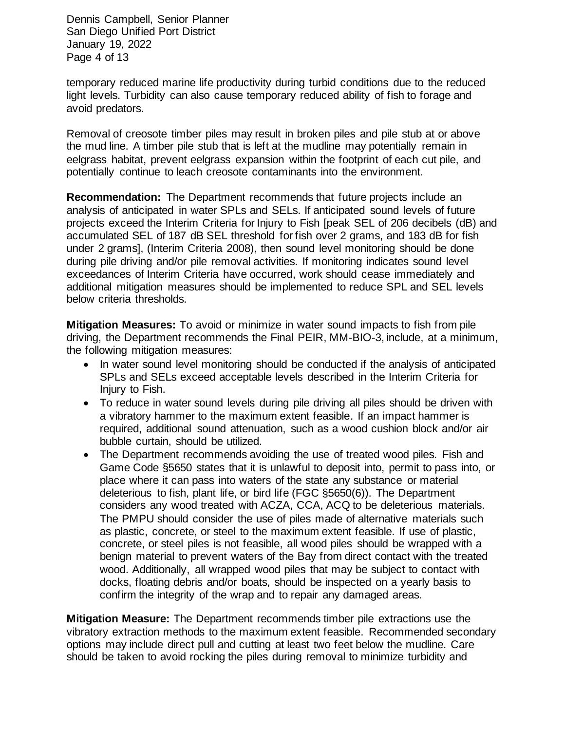temporary reduced marine life productivity during turbid conditions due to the reduced light levels. Turbidity can also cause temporary reduced ability of fish to forage and avoid predators.

Removal of creosote timber piles may result in broken piles and pile stub at or above the mud line. A timber pile stub that is left at the mudline may potentially remain in eelgrass habitat, prevent eelgrass expansion within the footprint of each cut pile, and potentially continue to leach creosote contaminants into the environment.

**Recommendation:** The Department recommends that future projects include an analysis of anticipated in water SPLs and SELs. If anticipated sound levels of future projects exceed the Interim Criteria for Injury to Fish [peak SEL of 206 decibels (dB) and accumulated SEL of 187 dB SEL threshold for fish over 2 grams, and 183 dB for fish under 2 grams], (Interim Criteria 2008), then sound level monitoring should be done during pile driving and/or pile removal activities. If monitoring indicates sound level exceedances of Interim Criteria have occurred, work should cease immediately and additional mitigation measures should be implemented to reduce SPL and SEL levels below criteria thresholds.

**Mitigation Measures:** To avoid or minimize in water sound impacts to fish from pile driving, the Department recommends the Final PEIR, MM-BIO-3, include, at a minimum, the following mitigation measures:

- In water sound level monitoring should be conducted if the analysis of anticipated SPLs and SELs exceed acceptable levels described in the Interim Criteria for Injury to Fish.
- To reduce in water sound levels during pile driving all piles should be driven with a vibratory hammer to the maximum extent feasible. If an impact hammer is required, additional sound attenuation, such as a wood cushion block and/or air bubble curtain, should be utilized.
- The Department recommends avoiding the use of treated wood piles. Fish and Game Code §5650 states that it is unlawful to deposit into, permit to pass into, or place where it can pass into waters of the state any substance or material deleterious to fish, plant life, or bird life (FGC §5650(6)). The Department considers any wood treated with ACZA, CCA, ACQ to be deleterious materials. The PMPU should consider the use of piles made of alternative materials such as plastic, concrete, or steel to the maximum extent feasible. If use of plastic, concrete, or steel piles is not feasible, all wood piles should be wrapped with a benign material to prevent waters of the Bay from direct contact with the treated wood. Additionally, all wrapped wood piles that may be subject to contact with docks, floating debris and/or boats, should be inspected on a yearly basis to confirm the integrity of the wrap and to repair any damaged areas.

**Mitigation Measure:** The Department recommends timber pile extractions use the vibratory extraction methods to the maximum extent feasible. Recommended secondary options may include direct pull and cutting at least two feet below the mudline. Care should be taken to avoid rocking the piles during removal to minimize turbidity and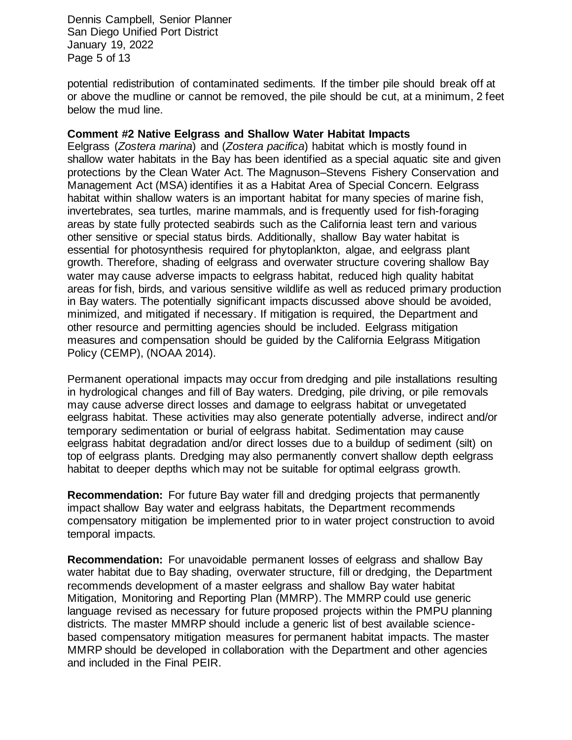potential redistribution of contaminated sediments. If the timber pile should break off at or above the mudline or cannot be removed, the pile should be cut, at a minimum, 2 feet below the mud line.

**Comment #2 Native Eelgrass and Shallow Water Habitat Impacts**

Eelgrass (*Zostera marina*) and (*Zostera pacifica*) habitat which is mostly found in shallow water habitats in the Bay has been identified as a special aquatic site and given protections by the Clean Water Act. The Magnuson–Stevens Fishery Conservation and Management Act (MSA) identifies it as a Habitat Area of Special Concern. Eelgrass habitat within shallow waters is an important habitat for many species of marine fish, invertebrates, sea turtles, marine mammals, and is frequently used for fish-foraging areas by state fully protected seabirds such as the California least tern and various other sensitive or special status birds. Additionally, shallow Bay water habitat is essential for photosynthesis required for phytoplankton, algae, and eelgrass plant growth. Therefore, shading of eelgrass and overwater structure covering shallow Bay water may cause adverse impacts to eelgrass habitat, reduced high quality habitat areas for fish, birds, and various sensitive wildlife as well as reduced primary production in Bay waters. The potentially significant impacts discussed above should be avoided, minimized, and mitigated if necessary. If mitigation is required, the Department and other resource and permitting agencies should be included. Eelgrass mitigation measures and compensation should be guided by the California Eelgrass Mitigation Policy (CEMP), (NOAA 2014).

Permanent operational impacts may occur from dredging and pile installations resulting in hydrological changes and fill of Bay waters. Dredging, pile driving, or pile removals may cause adverse direct losses and damage to eelgrass habitat or unvegetated eelgrass habitat. These activities may also generate potentially adverse, indirect and/or temporary sedimentation or burial of eelgrass habitat. Sedimentation may cause eelgrass habitat degradation and/or direct losses due to a buildup of sediment (silt) on top of eelgrass plants. Dredging may also permanently convert shallow depth eelgrass habitat to deeper depths which may not be suitable for optimal eelgrass growth.

**Recommendation:** For future Bay water fill and dredging projects that permanently impact shallow Bay water and eelgrass habitats, the Department recommends compensatory mitigation be implemented prior to in water project construction to avoid temporal impacts.

**Recommendation:** For unavoidable permanent losses of eelgrass and shallow Bay water habitat due to Bay shading, overwater structure, fill or dredging, the Department recommends development of a master eelgrass and shallow Bay water habitat Mitigation, Monitoring and Reporting Plan (MMRP). The MMRP could use generic language revised as necessary for future proposed projects within the PMPU planning districts. The master MMRP should include a generic list of best available science-based compensatory mitigation measures for permanent habitat impacts. The master MMRP should be developed in collaboration with the Department and other agencies and included in the Final PEIR.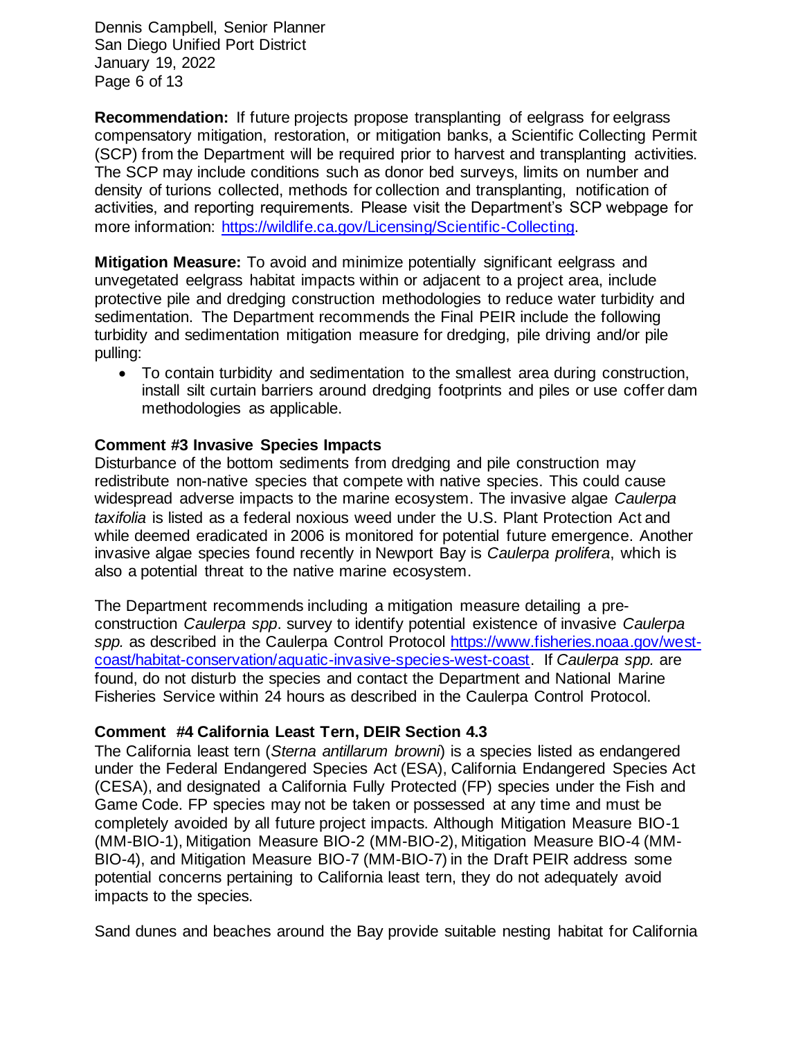**Recommendation:** If future projects propose transplanting of eelgrass for eelgrass compensatory mitigation, restoration, or mitigation banks, a Scientific Collecting Permit (SCP) from the Department will be required prior to harvest and transplanting activities. The SCP may include conditions such as donor bed surveys, limits on number and density of turions collected, methods for collection and transplanting, notification of activities, and reporting requirements. Please visit the Department's SCP webpage for more information: [https://wildlife.ca.gov/Licensing/Scientific-Collecting](https://wildlife.ca.gov/Licensing/Scientific-Collecting).

**Mitigation Measure:** To avoid and minimize potentially significant eelgrass and unvegetated eelgrass habitat impacts within or adjacent to a project area, include protective pile and dredging construction methodologies to reduce water turbidity and sedimentation. The Department recommends the Final PEIR include the following turbidity and sedimentation mitigation measure for dredging, pile driving and/or pile pulling:

- To contain turbidity and sedimentation to the smallest area during construction, install silt curtain barriers around dredging footprints and piles or use coffer dam methodologies as applicable.

**Comment #3 Invasive Species Impacts**

Disturbance of the bottom sediments from dredging and pile construction may redistribute non-native species that compete with native species. This could cause widespread adverse impacts to the marine ecosystem. The invasive algae *Caulerpa taxifolia* is listed as a federal noxious weed under the U.S. Plant Protection Act and while deemed eradicated in 2006 is monitored for potential future emergence. Another invasive algae species found recently in Newport Bay is *Caulerpa prolifera*, which is also a potential threat to the native marine ecosystem.

The Department recommends including a mitigation measure detailing a pre-construction *Caulerpa spp*. survey to identify potential existence of invasive *Caulerpa spp.* as described in the Caulerpa Control Protocol [https://www.fisheries.noaa.gov/west-coast/habitat-conservation/aquatic-invasive-species-west-coast](https://www.fisheries.noaa.gov/west-coast/habitat-conservation/aquatic-invasive-species-west-coast). If *Caulerpa spp.* are found, do not disturb the species and contact the Department and National Marine Fisheries Service within 24 hours as described in the Caulerpa Control Protocol.

**Comment #4 California Least Tern, DEIR Section 4.3**

The California least tern (*Sterna antillarum browni*) is a species listed as endangered under the Federal Endangered Species Act (ESA), California Endangered Species Act (CESA), and designated a California Fully Protected (FP) species under the Fish and Game Code. FP species may not be taken or possessed at any time and must be completely avoided by all future project impacts. Although Mitigation Measure BIO-1 (MM-BIO-1), Mitigation Measure BIO-2 (MM-BIO-2), Mitigation Measure BIO-4 (MM-BIO-4), and Mitigation Measure BIO-7 (MM-BIO-7) in the Draft PEIR address some potential concerns pertaining to California least tern, they do not adequately avoid impacts to the species.

Sand dunes and beaches around the Bay provide suitable nesting habitat for California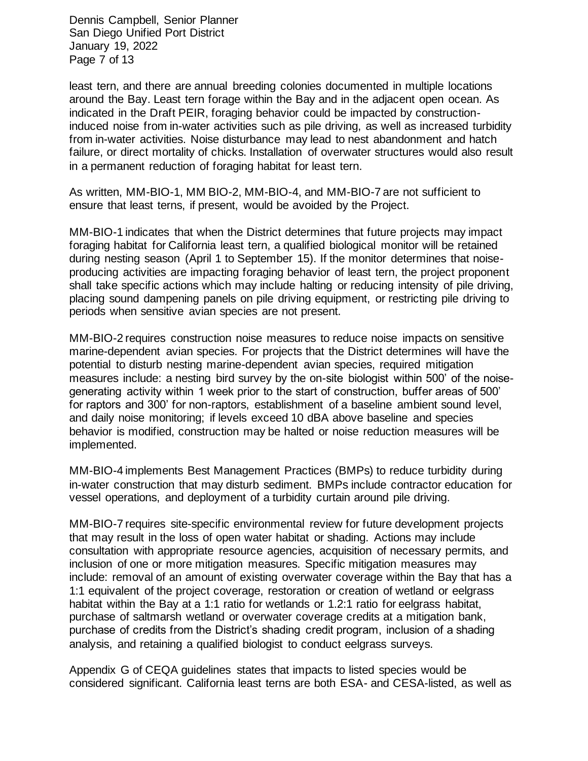least tern, and there are annual breeding colonies documented in multiple locations around the Bay. Least tern forage within the Bay and in the adjacent open ocean. As indicated in the Draft PEIR, foraging behavior could be impacted by construction-induced noise from in-water activities such as pile driving, as well as increased turbidity from in-water activities. Noise disturbance may lead to nest abandonment and hatch failure, or direct mortality of chicks. Installation of overwater structures would also result in a permanent reduction of foraging habitat for least tern.

As written, MM-BIO-1, MM BIO-2, MM-BIO-4, and MM-BIO-7 are not sufficient to ensure that least terns, if present, would be avoided by the Project.

MM-BIO-1 indicates that when the District determines that future projects may impact foraging habitat for California least tern, a qualified biological monitor will be retained during nesting season (April 1 to September 15). If the monitor determines that noise-producing activities are impacting foraging behavior of least tern, the project proponent shall take specific actions which may include halting or reducing intensity of pile driving, placing sound dampening panels on pile driving equipment, or restricting pile driving to periods when sensitive avian species are not present.

MM-BIO-2 requires construction noise measures to reduce noise impacts on sensitive marine-dependent avian species. For projects that the District determines will have the potential to disturb nesting marine-dependent avian species, required mitigation measures include: a nesting bird survey by the on-site biologist within 500' of the noise-generating activity within 1 week prior to the start of construction, buffer areas of 500' for raptors and 300' for non-raptors, establishment of a baseline ambient sound level, and daily noise monitoring; if levels exceed 10 dBA above baseline and species behavior is modified, construction may be halted or noise reduction measures will be implemented.

MM-BIO-4 implements Best Management Practices (BMPs) to reduce turbidity during in-water construction that may disturb sediment. BMPs include contractor education for vessel operations, and deployment of a turbidity curtain around pile driving.

MM-BIO-7 requires site-specific environmental review for future development projects that may result in the loss of open water habitat or shading. Actions may include consultation with appropriate resource agencies, acquisition of necessary permits, and inclusion of one or more mitigation measures. Specific mitigation measures may include: removal of an amount of existing overwater coverage within the Bay that has a 1:1 equivalent of the project coverage, restoration or creation of wetland or eelgrass habitat within the Bay at a 1:1 ratio for wetlands or 1.2:1 ratio for eelgrass habitat, purchase of saltmarsh wetland or overwater coverage credits at a mitigation bank, purchase of credits from the District's shading credit program, inclusion of a shading analysis, and retaining a qualified biologist to conduct eelgrass surveys.

Appendix G of CEQA guidelines states that impacts to listed species would be considered significant. California least terns are both ESA- and CESA-listed, as well as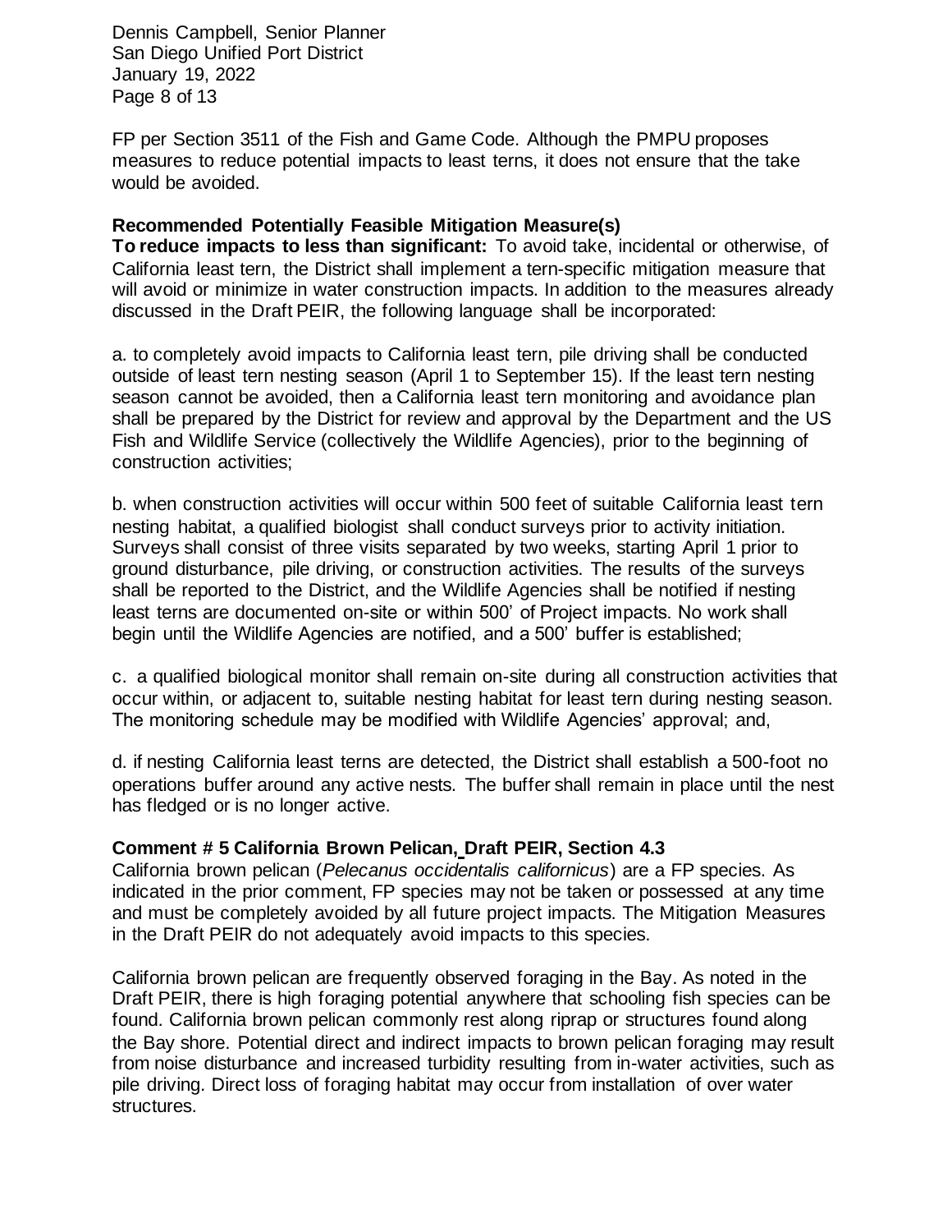FP per Section 3511 of the Fish and Game Code. Although the PMPU proposes measures to reduce potential impacts to least terns, it does not ensure that the take would be avoided.

**Recommended Potentially Feasible Mitigation Measure(s)**

**To reduce impacts to less than significant:** To avoid take, incidental or otherwise, of California least tern, the District shall implement a tern-specific mitigation measure that will avoid or minimize in water construction impacts. In addition to the measures already discussed in the Draft PEIR, the following language shall be incorporated:

a. to completely avoid impacts to California least tern, pile driving shall be conducted outside of least tern nesting season (April 1 to September 15). If the least tern nesting season cannot be avoided, then a California least tern monitoring and avoidance plan shall be prepared by the District for review and approval by the Department and the US Fish and Wildlife Service (collectively the Wildlife Agencies), prior to the beginning of construction activities;

b. when construction activities will occur within 500 feet of suitable California least tern nesting habitat, a qualified biologist shall conduct surveys prior to activity initiation. Surveys shall consist of three visits separated by two weeks, starting April 1 prior to ground disturbance, pile driving, or construction activities. The results of the surveys shall be reported to the District, and the Wildlife Agencies shall be notified if nesting least terns are documented on-site or within 500' of Project impacts. No work shall begin until the Wildlife Agencies are notified, and a 500' buffer is established;

c. a qualified biological monitor shall remain on-site during all construction activities that occur within, or adjacent to, suitable nesting habitat for least tern during nesting season. The monitoring schedule may be modified with Wildlife Agencies' approval; and,

d. if nesting California least terns are detected, the District shall establish a 500-foot no operations buffer around any active nests. The buffer shall remain in place until the nest has fledged or is no longer active.

**Comment # 5 California Brown Pelican, Draft PEIR, Section 4.3**

California brown pelican (*Pelecanus occidentalis californicus*) are a FP species. As indicated in the prior comment, FP species may not be taken or possessed at any time and must be completely avoided by all future project impacts. The Mitigation Measures in the Draft PEIR do not adequately avoid impacts to this species.

California brown pelican are frequently observed foraging in the Bay. As noted in the Draft PEIR, there is high foraging potential anywhere that schooling fish species can be found. California brown pelican commonly rest along riprap or structures found along the Bay shore. Potential direct and indirect impacts to brown pelican foraging may result from noise disturbance and increased turbidity resulting from in-water activities, such as pile driving. Direct loss of foraging habitat may occur from installation of over water structures.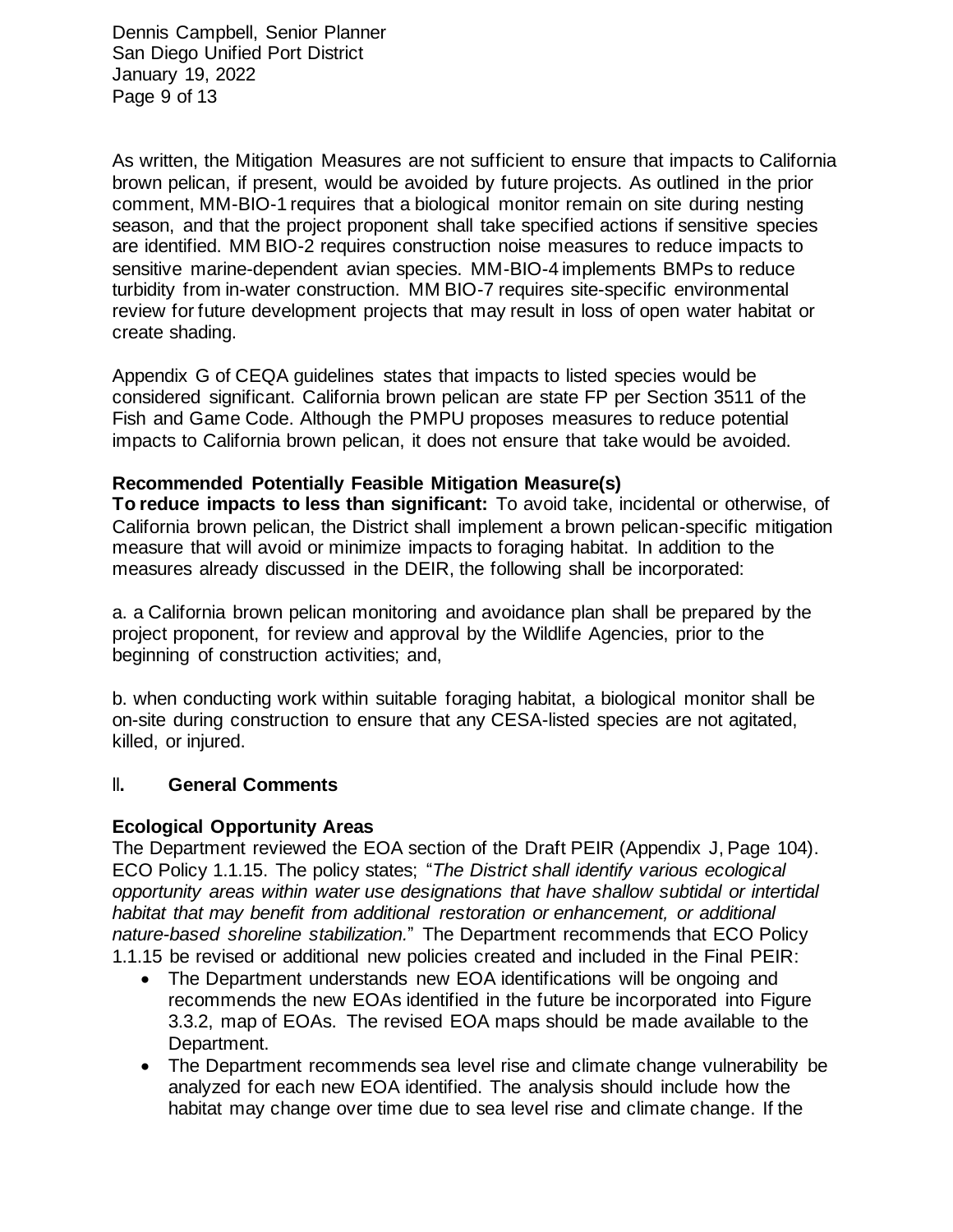As written, the Mitigation Measures are not sufficient to ensure that impacts to California brown pelican, if present, would be avoided by future projects. As outlined in the prior comment, MM-BIO-1 requires that a biological monitor remain on site during nesting season, and that the project proponent shall take specified actions if sensitive species are identified. MM BIO-2 requires construction noise measures to reduce impacts to sensitive marine-dependent avian species. MM-BIO-4 implements BMPs to reduce turbidity from in-water construction. MM BIO-7 requires site-specific environmental review for future development projects that may result in loss of open water habitat or create shading.

Appendix G of CEQA guidelines states that impacts to listed species would be considered significant. California brown pelican are state FP per Section 3511 of the Fish and Game Code. Although the PMPU proposes measures to reduce potential impacts to California brown pelican, it does not ensure that take would be avoided.

**Recommended Potentially Feasible Mitigation Measure(s)**

**To reduce impacts to less than significant:** To avoid take, incidental or otherwise, of California brown pelican, the District shall implement a brown pelican-specific mitigation measure that will avoid or minimize impacts to foraging habitat. In addition to the measures already discussed in the DEIR, the following shall be incorporated:

a. a California brown pelican monitoring and avoidance plan shall be prepared by the project proponent, for review and approval by the Wildlife Agencies, prior to the beginning of construction activities; and,

b. when conducting work within suitable foraging habitat, a biological monitor shall be on-site during construction to ensure that any CESA-listed species are not agitated, killed, or injured.

## II. General Comments

**Ecological Opportunity Areas**

The Department reviewed the EOA section of the Draft PEIR (Appendix J, Page 104). ECO Policy 1.1.15. The policy states; "*The District shall identify various ecological opportunity areas within water use designations that have shallow subtidal or intertidal habitat that may benefit from additional restoration or enhancement, or additional nature-based shoreline stabilization.*" The Department recommends that ECO Policy 1.1.15 be revised or additional new policies created and included in the Final PEIR:

- The Department understands new EOA identifications will be ongoing and recommends the new EOAs identified in the future be incorporated into Figure 3.3.2, map of EOAs. The revised EOA maps should be made available to the Department.
- The Department recommends sea level rise and climate change vulnerability be analyzed for each new EOA identified. The analysis should include how the habitat may change over time due to sea level rise and climate change. If the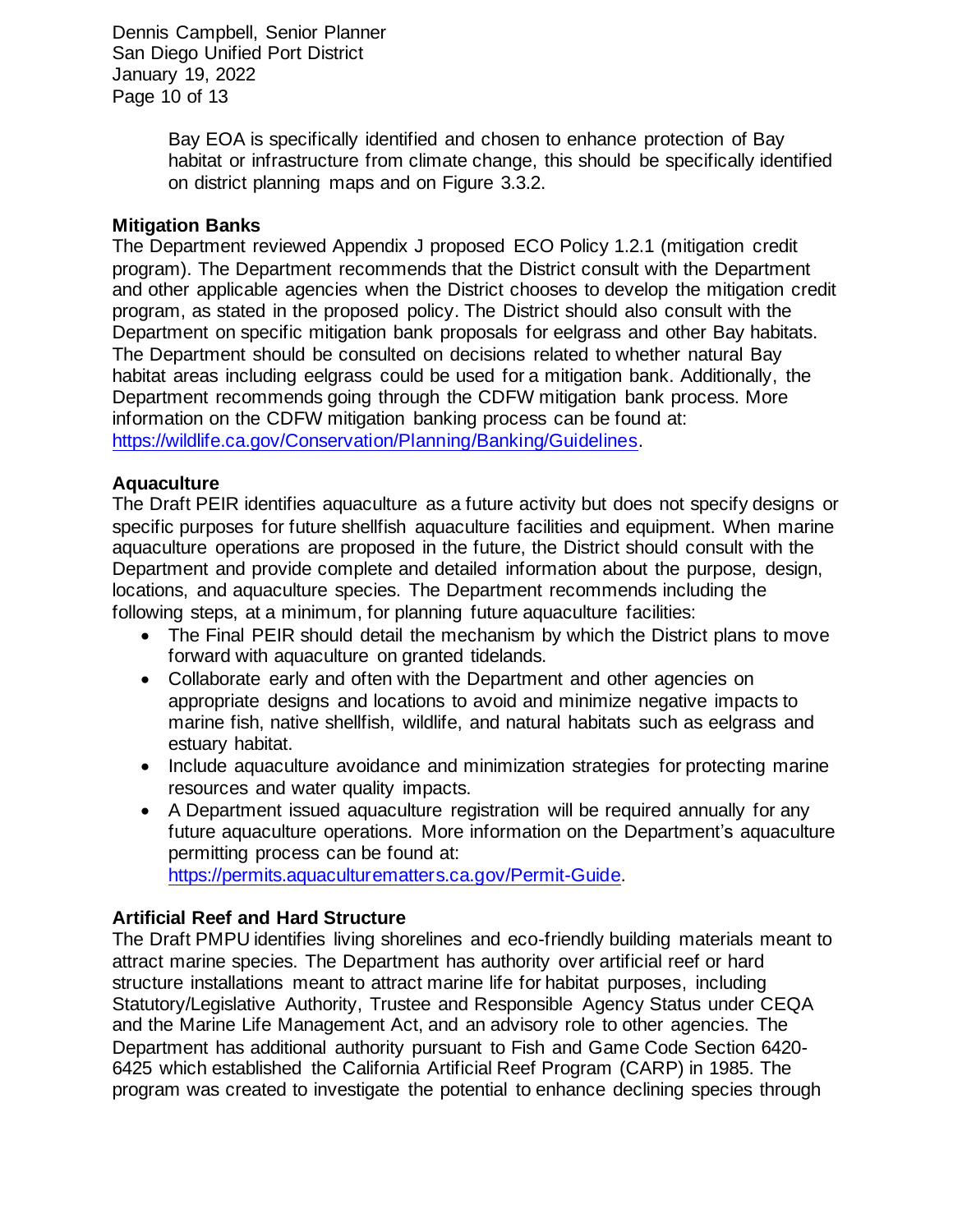Bay EOA is specifically identified and chosen to enhance protection of Bay habitat or infrastructure from climate change, this should be specifically identified on district planning maps and on Figure 3.3.2.

**Mitigation Banks**

The Department reviewed Appendix J proposed ECO Policy 1.2.1 (mitigation credit program). The Department recommends that the District consult with the Department and other applicable agencies when the District chooses to develop the mitigation credit program, as stated in the proposed policy. The District should also consult with the Department on specific mitigation bank proposals for eelgrass and other Bay habitats. The Department should be consulted on decisions related to whether natural Bay habitat areas including eelgrass could be used for a mitigation bank. Additionally, the Department recommends going through the CDFW mitigation bank process. More information on the CDFW mitigation banking process can be found at: https://wildlife.ca.gov/Conservation/Planning/Banking/Guidelines.

**Aquaculture**

The Draft PEIR identifies aquaculture as a future activity but does not specify designs or specific purposes for future shellfish aquaculture facilities and equipment. When marine aquaculture operations are proposed in the future, the District should consult with the Department and provide complete and detailed information about the purpose, design, locations, and aquaculture species. The Department recommends including the following steps, at a minimum, for planning future aquaculture facilities:

- The Final PEIR should detail the mechanism by which the District plans to move forward with aquaculture on granted tidelands.
- Collaborate early and often with the Department and other agencies on appropriate designs and locations to avoid and minimize negative impacts to marine fish, native shellfish, wildlife, and natural habitats such as eelgrass and estuary habitat.
- Include aquaculture avoidance and minimization strategies for protecting marine resources and water quality impacts.
- A Department issued aquaculture registration will be required annually for any future aquaculture operations. More information on the Department's aquaculture permitting process can be found at: https://permits.aquaculturematters.ca.gov/Permit-Guide.

**Artificial Reef and Hard Structure**

The Draft PMPU identifies living shorelines and eco-friendly building materials meant to attract marine species. The Department has authority over artificial reef or hard structure installations meant to attract marine life for habitat purposes, including Statutory/Legislative Authority, Trustee and Responsible Agency Status under CEQA and the Marine Life Management Act, and an advisory role to other agencies. The Department has additional authority pursuant to Fish and Game Code Section 6420-6425 which established the California Artificial Reef Program (CARP) in 1985. The program was created to investigate the potential to enhance declining species through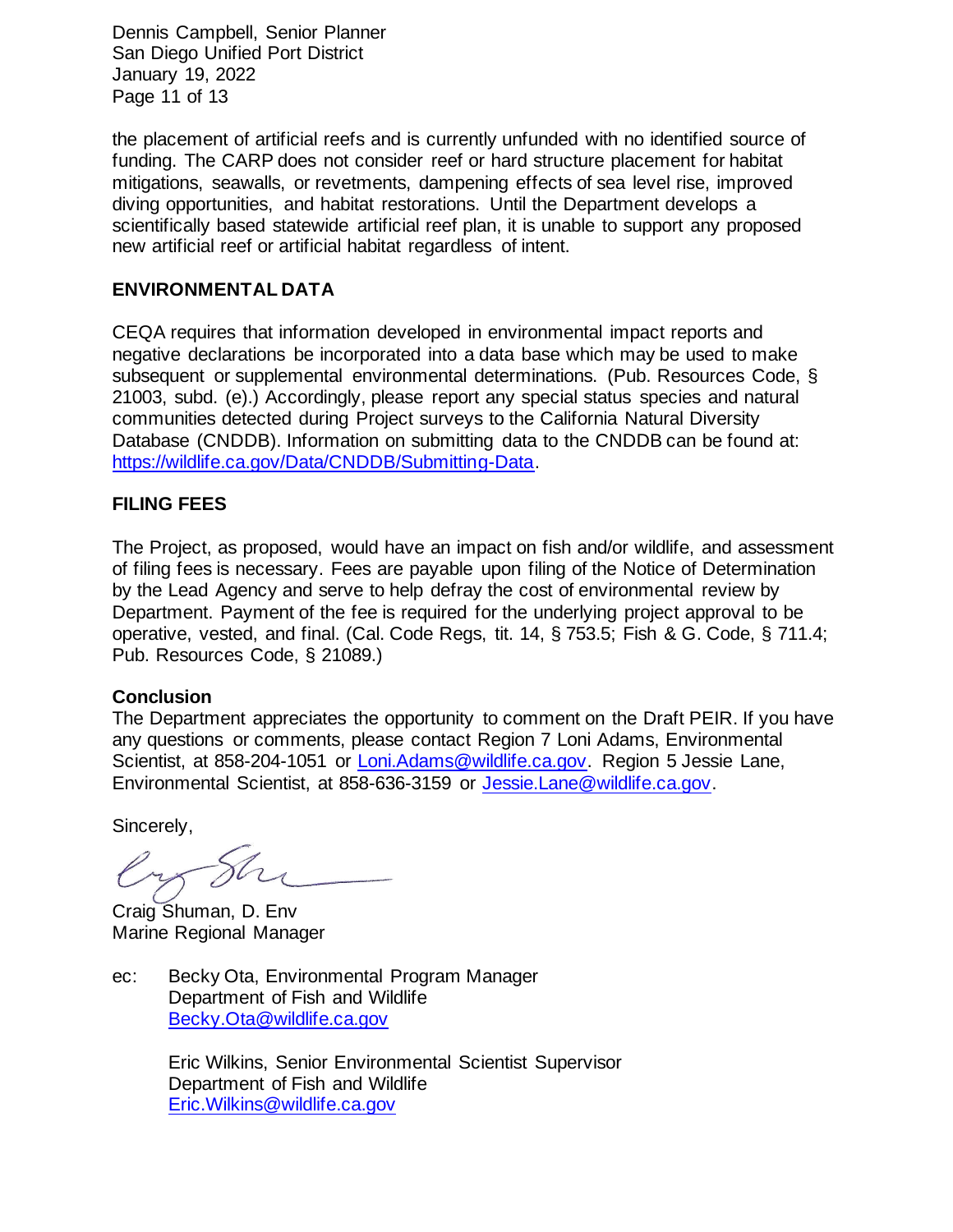the placement of artificial reefs and is currently unfunded with no identified source of funding. The CARP does not consider reef or hard structure placement for habitat mitigations, seawalls, or revetments, dampening effects of sea level rise, improved diving opportunities, and habitat restorations. Until the Department develops a scientifically based statewide artificial reef plan, it is unable to support any proposed new artificial reef or artificial habitat regardless of intent.

## ENVIRONMENTAL DATA

CEQA requires that information developed in environmental impact reports and negative declarations be incorporated into a data base which may be used to make subsequent or supplemental environmental determinations. (Pub. Resources Code, § 21003, subd. (e).) Accordingly, please report any special status species and natural communities detected during Project surveys to the California Natural Diversity Database (CNDDB). Information on submitting data to the CNDDB can be found at: https://wildlife.ca.gov/Data/CNDDB/Submitting-Data.

## FILING FEES

The Project, as proposed, would have an impact on fish and/or wildlife, and assessment of filing fees is necessary. Fees are payable upon filing of the Notice of Determination by the Lead Agency and serve to help defray the cost of environmental review by Department. Payment of the fee is required for the underlying project approval to be operative, vested, and final. (Cal. Code Regs, tit. 14, § 753.5; Fish & G. Code, § 711.4; Pub. Resources Code, § 21089.)

## Conclusion

The Department appreciates the opportunity to comment on the Draft PEIR. If you have any questions or comments, please contact Region 7 Loni Adams, Environmental Scientist, at 858-204-1051 or Loni.Adams@wildlife.ca.gov. Region 5 Jessie Lane, Environmental Scientist, at 858-636-3159 or Jessie.Lane@wildlife.ca.gov.

Sincerely,

Craig Shuman, D. Env
Marine Regional Manager

ec: Becky Ota, Environmental Program Manager
Department of Fish and Wildlife
Becky.Ota@wildlife.ca.gov

Eric Wilkins, Senior Environmental Scientist Supervisor
Department of Fish and Wildlife
Eric.Wilkins@wildlife.ca.gov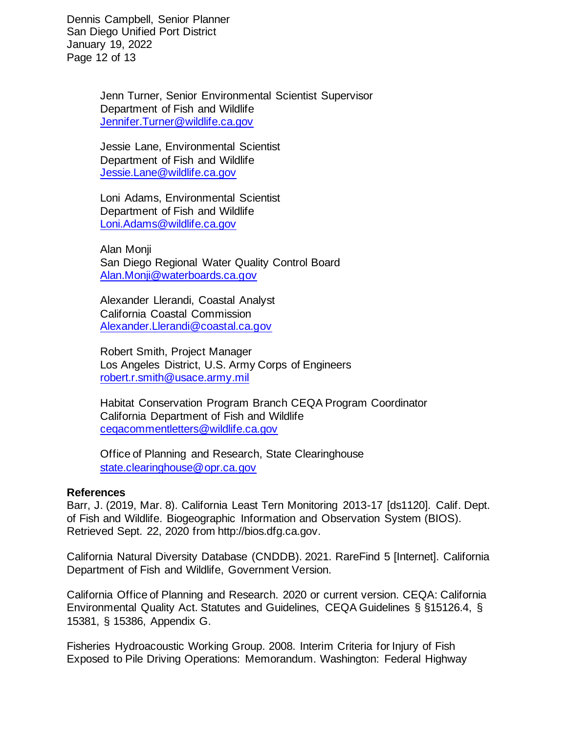Jenn Turner, Senior Environmental Scientist Supervisor
Department of Fish and Wildlife
Jennifer.Turner@wildlife.ca.gov

Jessie Lane, Environmental Scientist
Department of Fish and Wildlife
Jessie.Lane@wildlife.ca.gov

Loni Adams, Environmental Scientist
Department of Fish and Wildlife
Loni.Adams@wildlife.ca.gov

Alan Monji
San Diego Regional Water Quality Control Board
Alan.Monji@waterboards.ca.gov

Alexander Llerandi, Coastal Analyst
California Coastal Commission
Alexander.Llerandi@coastal.ca.gov

Robert Smith, Project Manager
Los Angeles District, U.S. Army Corps of Engineers
robert.r.smith@usace.army.mil

Habitat Conservation Program Branch CEQA Program Coordinator
California Department of Fish and Wildlife
ceqacommentletters@wildlife.ca.gov

Office of Planning and Research, State Clearinghouse
state.clearinghouse@opr.ca.gov

**References**

Barr, J. (2019, Mar. 8). California Least Tern Monitoring 2013-17 [ds1120]. Calif. Dept. of Fish and Wildlife. Biogeographic Information and Observation System (BIOS). Retrieved Sept. 22, 2020 from http://bios.dfg.ca.gov.

California Natural Diversity Database (CNDDB). 2021. RareFind 5 [Internet]. California Department of Fish and Wildlife, Government Version.

California Office of Planning and Research. 2020 or current version. CEQA: California Environmental Quality Act. Statutes and Guidelines, CEQA Guidelines § §15126.4, § 15381, § 15386, Appendix G.

Fisheries Hydroacoustic Working Group. 2008. Interim Criteria for Injury of Fish Exposed to Pile Driving Operations: Memorandum. Washington: Federal Highway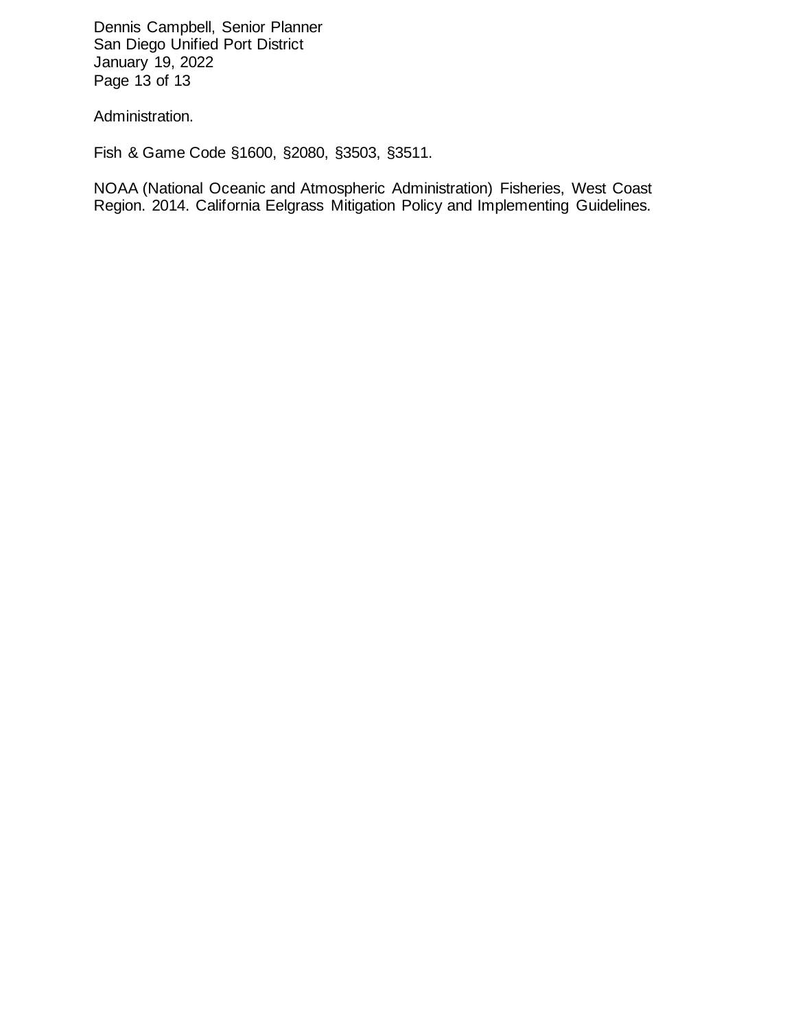Administration.

Fish & Game Code §1600, §2080, §3503, §3511.

NOAA (National Oceanic and Atmospheric Administration) Fisheries, West Coast Region. 2014. California Eelgrass Mitigation Policy and Implementing Guidelines.